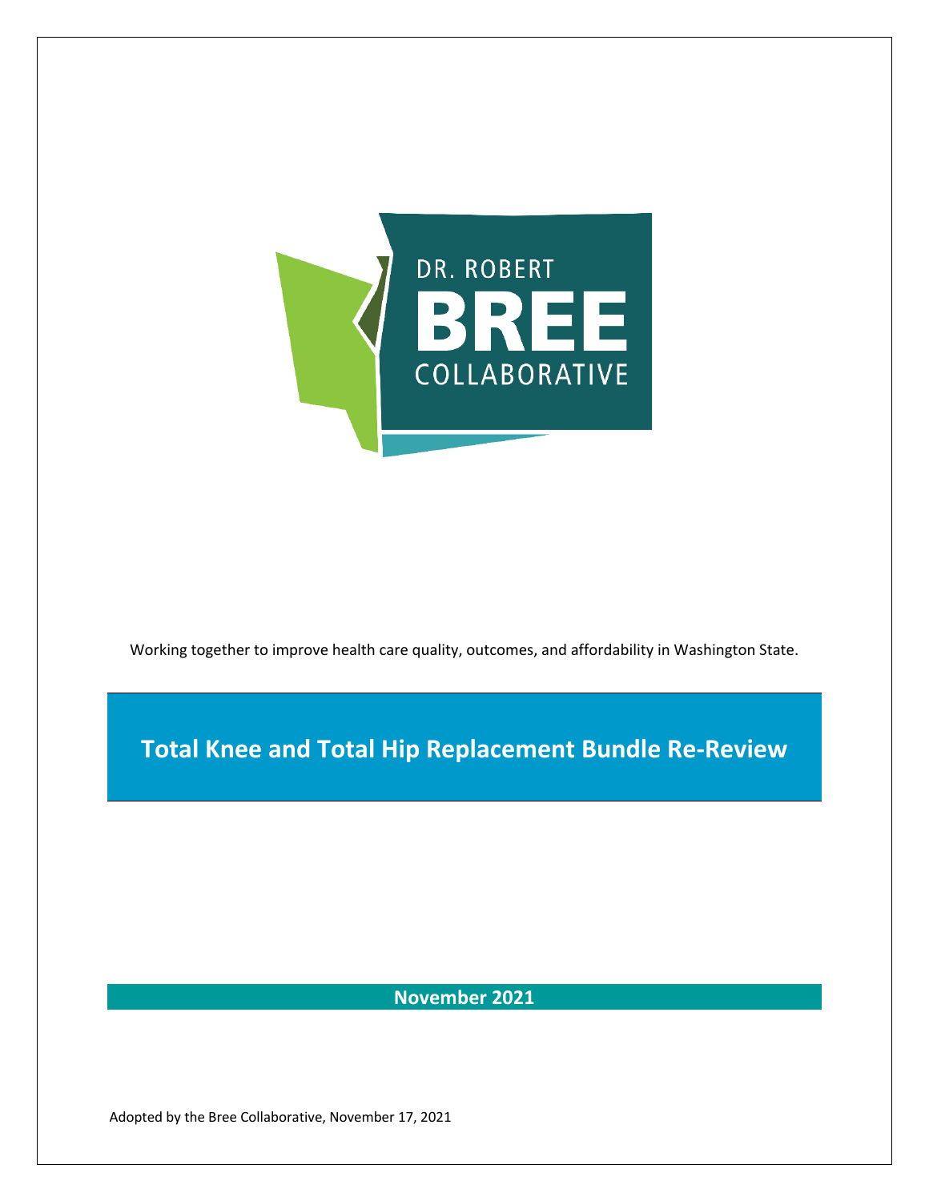DR. ROBERT

BREE

COLLABORATIVE

Working together to improve health care quality, outcomes, and affordability in Washington State.

# Total Knee and Total Hip Replacement Bundle Re-Review

**November 2021**

Adopted by the Bree Collaborative, November 17, 2021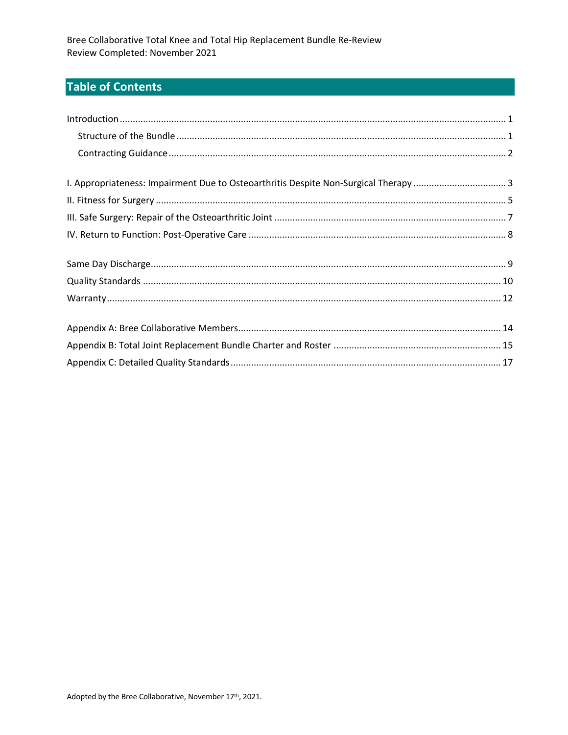Bree Collaborative Total Knee and Total Hip Replacement Bundle Re-Review
Review Completed: November 2021

## Table of Contents

Introduction .......... 1
- Structure of the Bundle .......... 1
- Contracting Guidance .......... 2

I. Appropriateness: Impairment Due to Osteoarthritis Despite Non-Surgical Therapy .......... 3
II. Fitness for Surgery .......... 5
III. Safe Surgery: Repair of the Osteoarthritic Joint .......... 7
IV. Return to Function: Post-Operative Care .......... 8

Same Day Discharge .......... 9
Quality Standards .......... 10
Warranty .......... 12

Appendix A: Bree Collaborative Members .......... 14
Appendix B: Total Joint Replacement Bundle Charter and Roster .......... 15
Appendix C: Detailed Quality Standards .......... 17

Adopted by the Bree Collaborative, November 17th, 2021.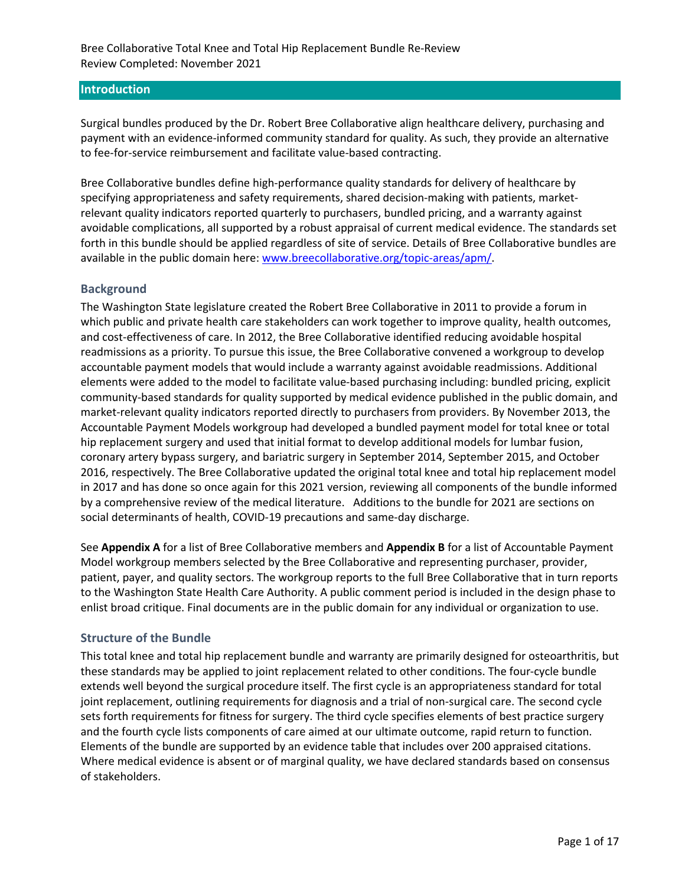Bree Collaborative Total Knee and Total Hip Replacement Bundle Re-Review
Review Completed: November 2021

## Introduction

Surgical bundles produced by the Dr. Robert Bree Collaborative align healthcare delivery, purchasing and payment with an evidence-informed community standard for quality. As such, they provide an alternative to fee-for-service reimbursement and facilitate value-based contracting.

Bree Collaborative bundles define high-performance quality standards for delivery of healthcare by specifying appropriateness and safety requirements, shared decision-making with patients, market-relevant quality indicators reported quarterly to purchasers, bundled pricing, and a warranty against avoidable complications, all supported by a robust appraisal of current medical evidence. The standards set forth in this bundle should be applied regardless of site of service. Details of Bree Collaborative bundles are available in the public domain here: [www.breecollaborative.org/topic-areas/apm/](www.breecollaborative.org/topic-areas/apm/).

### Background

The Washington State legislature created the Robert Bree Collaborative in 2011 to provide a forum in which public and private health care stakeholders can work together to improve quality, health outcomes, and cost-effectiveness of care. In 2012, the Bree Collaborative identified reducing avoidable hospital readmissions as a priority. To pursue this issue, the Bree Collaborative convened a workgroup to develop accountable payment models that would include a warranty against avoidable readmissions. Additional elements were added to the model to facilitate value-based purchasing including: bundled pricing, explicit community-based standards for quality supported by medical evidence published in the public domain, and market-relevant quality indicators reported directly to purchasers from providers. By November 2013, the Accountable Payment Models workgroup had developed a bundled payment model for total knee or total hip replacement surgery and used that initial format to develop additional models for lumbar fusion, coronary artery bypass surgery, and bariatric surgery in September 2014, September 2015, and October 2016, respectively. The Bree Collaborative updated the original total knee and total hip replacement model in 2017 and has done so once again for this 2021 version, reviewing all components of the bundle informed by a comprehensive review of the medical literature. Additions to the bundle for 2021 are sections on social determinants of health, COVID-19 precautions and same-day discharge.

See **Appendix A** for a list of Bree Collaborative members and **Appendix B** for a list of Accountable Payment Model workgroup members selected by the Bree Collaborative and representing purchaser, provider, patient, payer, and quality sectors. The workgroup reports to the full Bree Collaborative that in turn reports to the Washington State Health Care Authority. A public comment period is included in the design phase to enlist broad critique. Final documents are in the public domain for any individual or organization to use.

### Structure of the Bundle

This total knee and total hip replacement bundle and warranty are primarily designed for osteoarthritis, but these standards may be applied to joint replacement related to other conditions. The four-cycle bundle extends well beyond the surgical procedure itself. The first cycle is an appropriateness standard for total joint replacement, outlining requirements for diagnosis and a trial of non-surgical care. The second cycle sets forth requirements for fitness for surgery. The third cycle specifies elements of best practice surgery and the fourth cycle lists components of care aimed at our ultimate outcome, rapid return to function. Elements of the bundle are supported by an evidence table that includes over 200 appraised citations. Where medical evidence is absent or of marginal quality, we have declared standards based on consensus of stakeholders.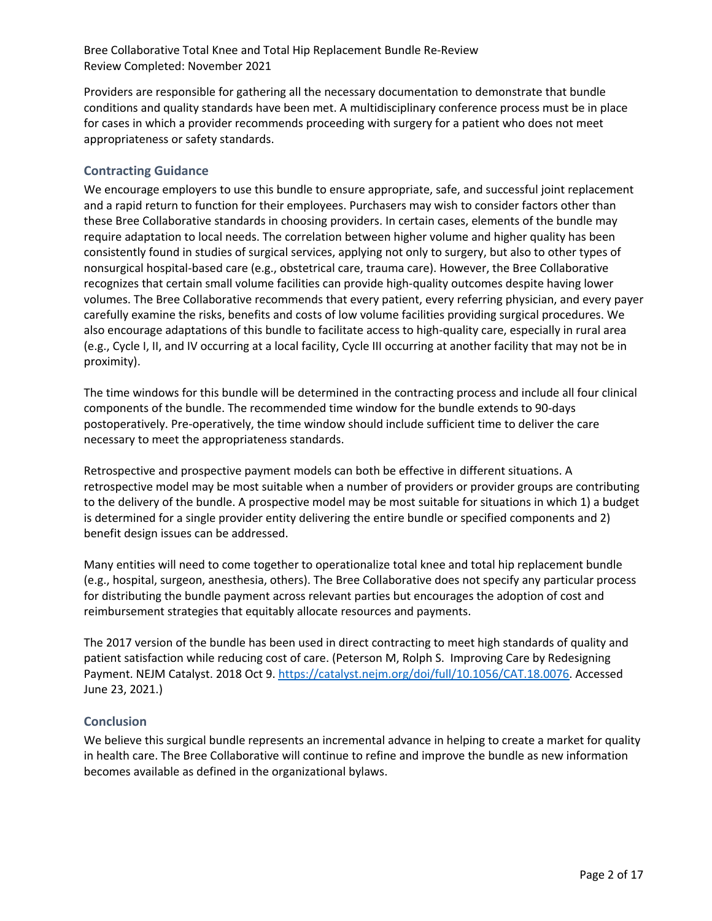Providers are responsible for gathering all the necessary documentation to demonstrate that bundle conditions and quality standards have been met. A multidisciplinary conference process must be in place for cases in which a provider recommends proceeding with surgery for a patient who does not meet appropriateness or safety standards.

## Contracting Guidance

We encourage employers to use this bundle to ensure appropriate, safe, and successful joint replacement and a rapid return to function for their employees. Purchasers may wish to consider factors other than these Bree Collaborative standards in choosing providers. In certain cases, elements of the bundle may require adaptation to local needs. The correlation between higher volume and higher quality has been consistently found in studies of surgical services, applying not only to surgery, but also to other types of nonsurgical hospital-based care (e.g., obstetrical care, trauma care). However, the Bree Collaborative recognizes that certain small volume facilities can provide high-quality outcomes despite having lower volumes. The Bree Collaborative recommends that every patient, every referring physician, and every payer carefully examine the risks, benefits and costs of low volume facilities providing surgical procedures. We also encourage adaptations of this bundle to facilitate access to high-quality care, especially in rural area (e.g., Cycle I, II, and IV occurring at a local facility, Cycle III occurring at another facility that may not be in proximity).

The time windows for this bundle will be determined in the contracting process and include all four clinical components of the bundle. The recommended time window for the bundle extends to 90-days postoperatively. Pre-operatively, the time window should include sufficient time to deliver the care necessary to meet the appropriateness standards.

Retrospective and prospective payment models can both be effective in different situations. A retrospective model may be most suitable when a number of providers or provider groups are contributing to the delivery of the bundle. A prospective model may be most suitable for situations in which 1) a budget is determined for a single provider entity delivering the entire bundle or specified components and 2) benefit design issues can be addressed.

Many entities will need to come together to operationalize total knee and total hip replacement bundle (e.g., hospital, surgeon, anesthesia, others). The Bree Collaborative does not specify any particular process for distributing the bundle payment across relevant parties but encourages the adoption of cost and reimbursement strategies that equitably allocate resources and payments.

The 2017 version of the bundle has been used in direct contracting to meet high standards of quality and patient satisfaction while reducing cost of care. (Peterson M, Rolph S. Improving Care by Redesigning Payment. NEJM Catalyst. 2018 Oct 9. https://catalyst.nejm.org/doi/full/10.1056/CAT.18.0076. Accessed June 23, 2021.)

## Conclusion

We believe this surgical bundle represents an incremental advance in helping to create a market for quality in health care. The Bree Collaborative will continue to refine and improve the bundle as new information becomes available as defined in the organizational bylaws.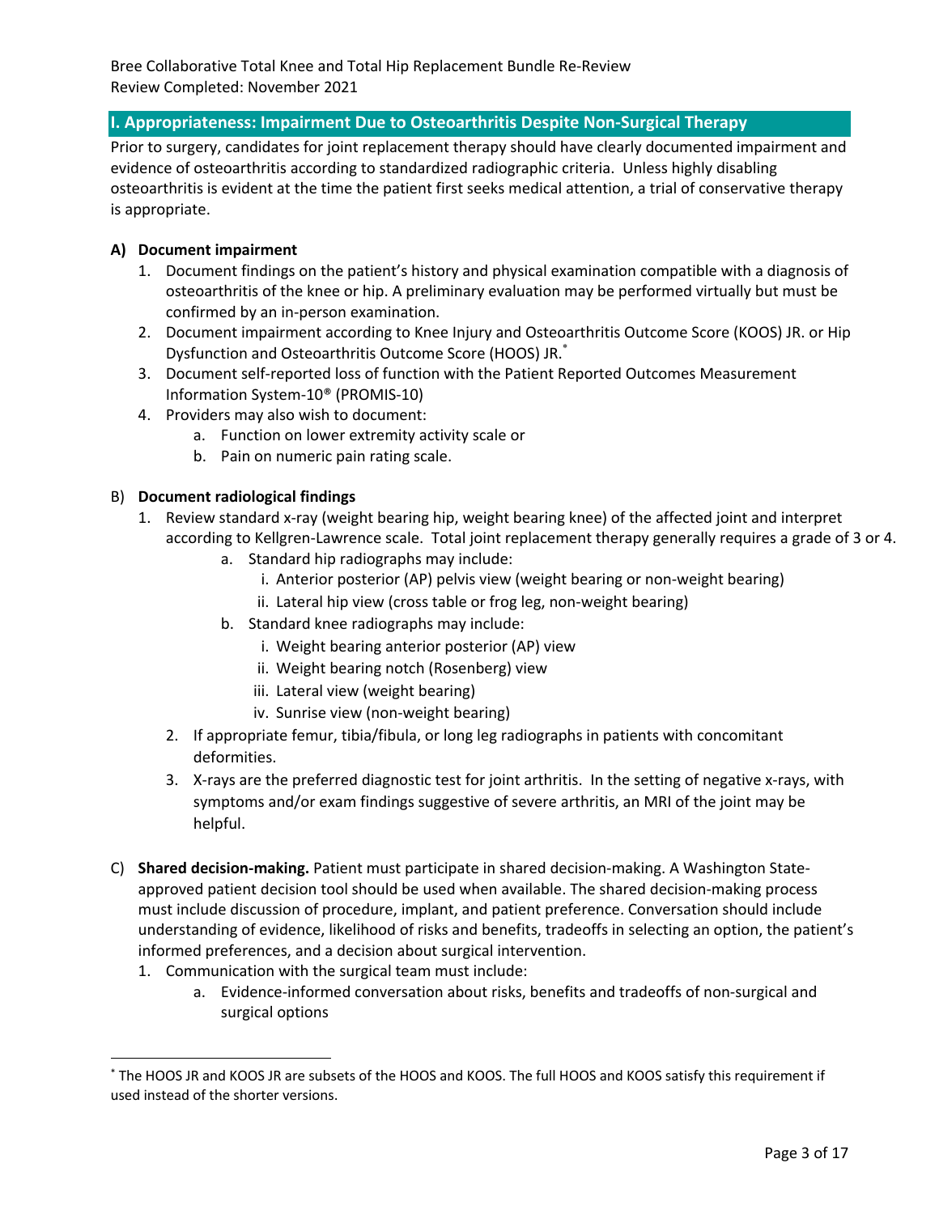## I. Appropriateness: Impairment Due to Osteoarthritis Despite Non-Surgical Therapy

Prior to surgery, candidates for joint replacement therapy should have clearly documented impairment and evidence of osteoarthritis according to standardized radiographic criteria. Unless highly disabling osteoarthritis is evident at the time the patient first seeks medical attention, a trial of conservative therapy is appropriate.

**A) Document impairment**

1. Document findings on the patient's history and physical examination compatible with a diagnosis of osteoarthritis of the knee or hip. A preliminary evaluation may be performed virtually but must be confirmed by an in-person examination.
2. Document impairment according to Knee Injury and Osteoarthritis Outcome Score (KOOS) JR. or Hip Dysfunction and Osteoarthritis Outcome Score (HOOS) JR.[*]
3. Document self-reported loss of function with the Patient Reported Outcomes Measurement Information System-10® (PROMIS-10)
4. Providers may also wish to document:
   a. Function on lower extremity activity scale or
   b. Pain on numeric pain rating scale.

B) **Document radiological findings**

1. Review standard x-ray (weight bearing hip, weight bearing knee) of the affected joint and interpret according to Kellgren-Lawrence scale. Total joint replacement therapy generally requires a grade of 3 or 4.
   a. Standard hip radiographs may include:
      i. Anterior posterior (AP) pelvis view (weight bearing or non-weight bearing)
      ii. Lateral hip view (cross table or frog leg, non-weight bearing)
   b. Standard knee radiographs may include:
      i. Weight bearing anterior posterior (AP) view
      ii. Weight bearing notch (Rosenberg) view
      iii. Lateral view (weight bearing)
      iv. Sunrise view (non-weight bearing)
2. If appropriate femur, tibia/fibula, or long leg radiographs in patients with concomitant deformities.
3. X-rays are the preferred diagnostic test for joint arthritis. In the setting of negative x-rays, with symptoms and/or exam findings suggestive of severe arthritis, an MRI of the joint may be helpful.

C) **Shared decision-making.** Patient must participate in shared decision-making. A Washington State-approved patient decision tool should be used when available. The shared decision-making process must include discussion of procedure, implant, and patient preference. Conversation should include understanding of evidence, likelihood of risks and benefits, tradeoffs in selecting an option, the patient's informed preferences, and a decision about surgical intervention.

1. Communication with the surgical team must include:
   a. Evidence-informed conversation about risks, benefits and tradeoffs of non-surgical and surgical options

---

[*] The HOOS JR and KOOS JR are subsets of the HOOS and KOOS. The full HOOS and KOOS satisfy this requirement if used instead of the shorter versions.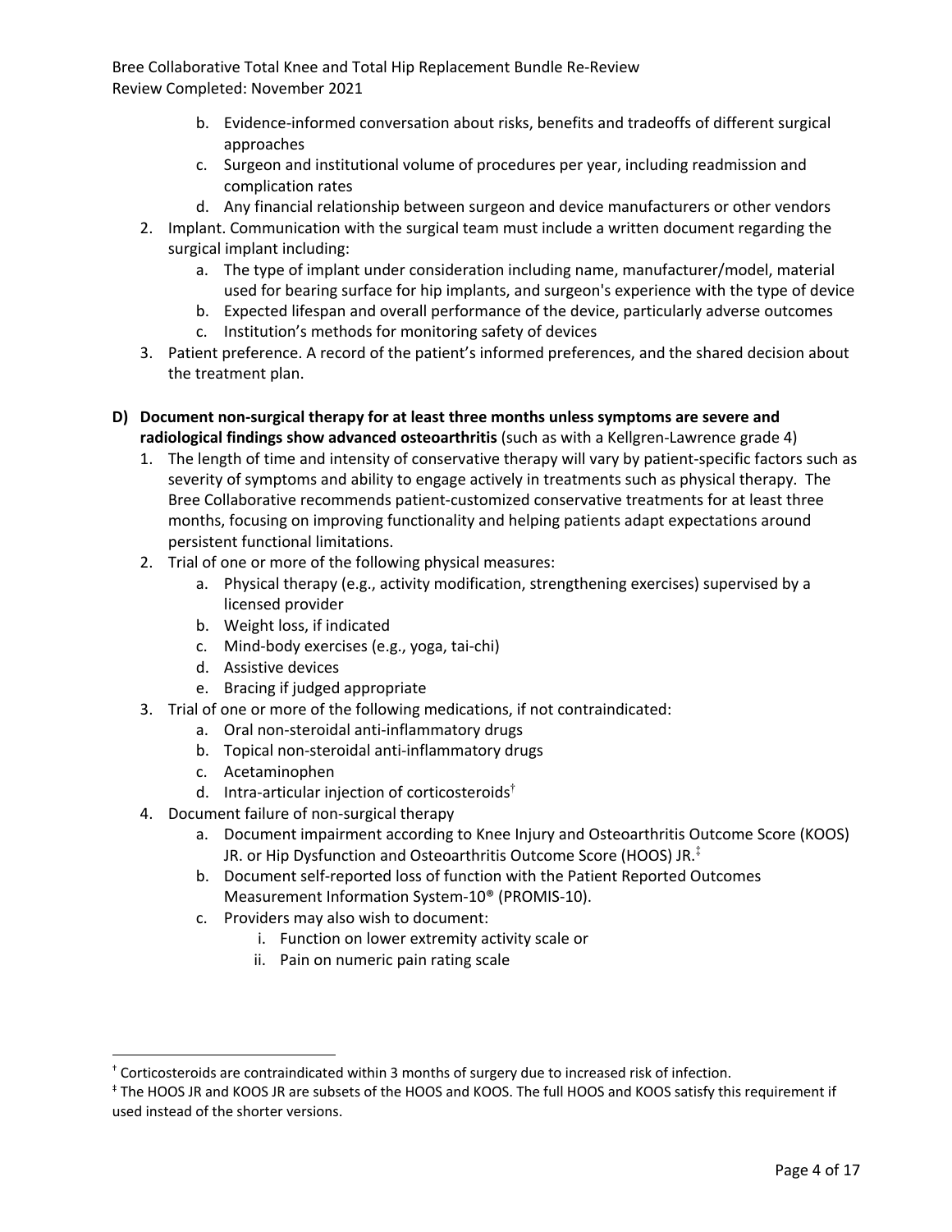b. Evidence-informed conversation about risks, benefits and tradeoffs of different surgical approaches
   c. Surgeon and institutional volume of procedures per year, including readmission and complication rates
   d. Any financial relationship between surgeon and device manufacturers or other vendors
2. Implant. Communication with the surgical team must include a written document regarding the surgical implant including:
   a. The type of implant under consideration including name, manufacturer/model, material used for bearing surface for hip implants, and surgeon's experience with the type of device
   b. Expected lifespan and overall performance of the device, particularly adverse outcomes
   c. Institution's methods for monitoring safety of devices
3. Patient preference. A record of the patient's informed preferences, and the shared decision about the treatment plan.

**D) Document non-surgical therapy for at least three months unless symptoms are severe and radiological findings show advanced osteoarthritis** (such as with a Kellgren-Lawrence grade 4)

1. The length of time and intensity of conservative therapy will vary by patient-specific factors such as severity of symptoms and ability to engage actively in treatments such as physical therapy. The Bree Collaborative recommends patient-customized conservative treatments for at least three months, focusing on improving functionality and helping patients adapt expectations around persistent functional limitations.
2. Trial of one or more of the following physical measures:
   a. Physical therapy (e.g., activity modification, strengthening exercises) supervised by a licensed provider
   b. Weight loss, if indicated
   c. Mind-body exercises (e.g., yoga, tai-chi)
   d. Assistive devices
   e. Bracing if judged appropriate
3. Trial of one or more of the following medications, if not contraindicated:
   a. Oral non-steroidal anti-inflammatory drugs
   b. Topical non-steroidal anti-inflammatory drugs
   c. Acetaminophen
   d. Intra-articular injection of corticosteroids[†]
4. Document failure of non-surgical therapy
   a. Document impairment according to Knee Injury and Osteoarthritis Outcome Score (KOOS) JR. or Hip Dysfunction and Osteoarthritis Outcome Score (HOOS) JR.[‡]
   b. Document self-reported loss of function with the Patient Reported Outcomes Measurement Information System-10® (PROMIS-10).
   c. Providers may also wish to document:
      i. Function on lower extremity activity scale or
      ii. Pain on numeric pain rating scale

---

[†] Corticosteroids are contraindicated within 3 months of surgery due to increased risk of infection.

[‡] The HOOS JR and KOOS JR are subsets of the HOOS and KOOS. The full HOOS and KOOS satisfy this requirement if used instead of the shorter versions.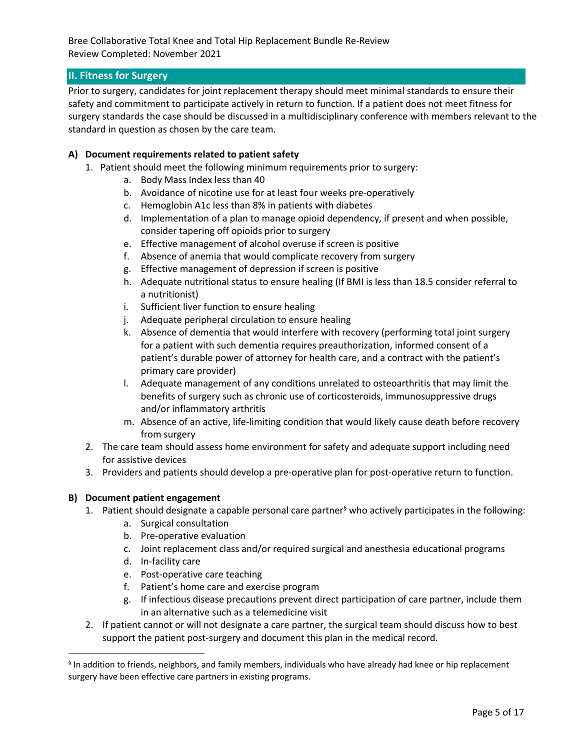## II. Fitness for Surgery

Prior to surgery, candidates for joint replacement therapy should meet minimal standards to ensure their safety and commitment to participate actively in return to function. If a patient does not meet fitness for surgery standards the case should be discussed in a multidisciplinary conference with members relevant to the standard in question as chosen by the care team.

**A) Document requirements related to patient safety**

1. Patient should meet the following minimum requirements prior to surgery:
    a. Body Mass Index less than 40
    b. Avoidance of nicotine use for at least four weeks pre-operatively
    c. Hemoglobin A1c less than 8% in patients with diabetes
    d. Implementation of a plan to manage opioid dependency, if present and when possible, consider tapering off opioids prior to surgery
    e. Effective management of alcohol overuse if screen is positive
    f. Absence of anemia that would complicate recovery from surgery
    g. Effective management of depression if screen is positive
    h. Adequate nutritional status to ensure healing (If BMI is less than 18.5 consider referral to a nutritionist)
    i. Sufficient liver function to ensure healing
    j. Adequate peripheral circulation to ensure healing
    k. Absence of dementia that would interfere with recovery (performing total joint surgery for a patient with such dementia requires preauthorization, informed consent of a patient's durable power of attorney for health care, and a contract with the patient's primary care provider)
    l. Adequate management of any conditions unrelated to osteoarthritis that may limit the benefits of surgery such as chronic use of corticosteroids, immunosuppressive drugs and/or inflammatory arthritis
    m. Absence of an active, life-limiting condition that would likely cause death before recovery from surgery
2. The care team should assess home environment for safety and adequate support including need for assistive devices
3. Providers and patients should develop a pre-operative plan for post-operative return to function.

**B) Document patient engagement**

1. Patient should designate a capable personal care partner[§] who actively participates in the following:
    a. Surgical consultation
    b. Pre-operative evaluation
    c. Joint replacement class and/or required surgical and anesthesia educational programs
    d. In-facility care
    e. Post-operative care teaching
    f. Patient's home care and exercise program
    g. If infectious disease precautions prevent direct participation of care partner, include them in an alternative such as a telemedicine visit
2. If patient cannot or will not designate a care partner, the surgical team should discuss how to best support the patient post-surgery and document this plan in the medical record.

[§] In addition to friends, neighbors, and family members, individuals who have already had knee or hip replacement surgery have been effective care partners in existing programs.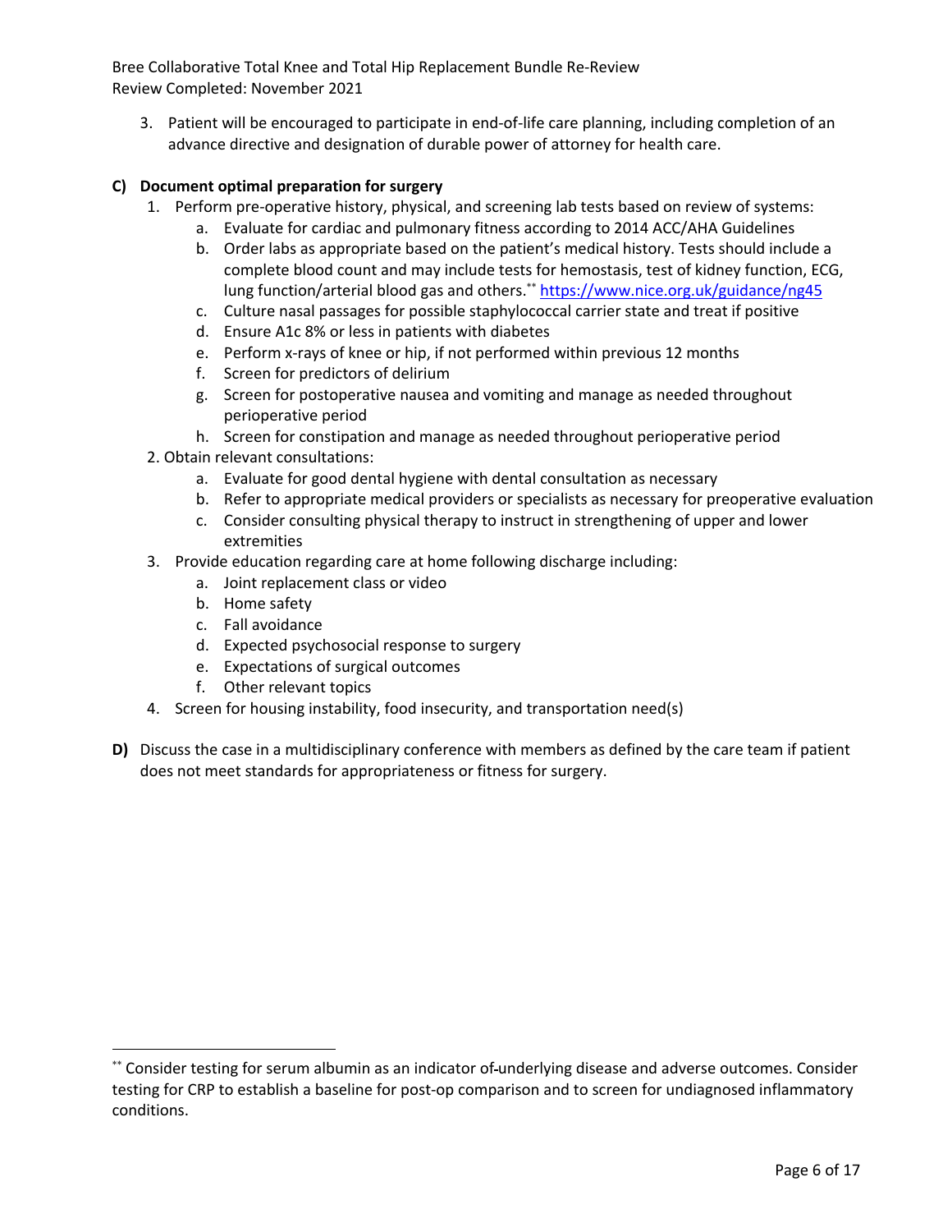3. Patient will be encouraged to participate in end-of-life care planning, including completion of an advance directive and designation of durable power of attorney for health care.

**C) Document optimal preparation for surgery**

1. Perform pre-operative history, physical, and screening lab tests based on review of systems:
    a. Evaluate for cardiac and pulmonary fitness according to 2014 ACC/AHA Guidelines
    b. Order labs as appropriate based on the patient's medical history. Tests should include a complete blood count and may include tests for hemostasis, test of kidney function, ECG, lung function/arterial blood gas and others.** https://www.nice.org.uk/guidance/ng45
    c. Culture nasal passages for possible staphylococcal carrier state and treat if positive
    d. Ensure A1c 8% or less in patients with diabetes
    e. Perform x-rays of knee or hip, if not performed within previous 12 months
    f. Screen for predictors of delirium
    g. Screen for postoperative nausea and vomiting and manage as needed throughout perioperative period
    h. Screen for constipation and manage as needed throughout perioperative period
2. Obtain relevant consultations:
    a. Evaluate for good dental hygiene with dental consultation as necessary
    b. Refer to appropriate medical providers or specialists as necessary for preoperative evaluation
    c. Consider consulting physical therapy to instruct in strengthening of upper and lower extremities
3. Provide education regarding care at home following discharge including:
    a. Joint replacement class or video
    b. Home safety
    c. Fall avoidance
    d. Expected psychosocial response to surgery
    e. Expectations of surgical outcomes
    f. Other relevant topics
4. Screen for housing instability, food insecurity, and transportation need(s)

**D)** Discuss the case in a multidisciplinary conference with members as defined by the care team if patient does not meet standards for appropriateness or fitness for surgery.

---

** Consider testing for serum albumin as an indicator of underlying disease and adverse outcomes. Consider testing for CRP to establish a baseline for post-op comparison and to screen for undiagnosed inflammatory conditions.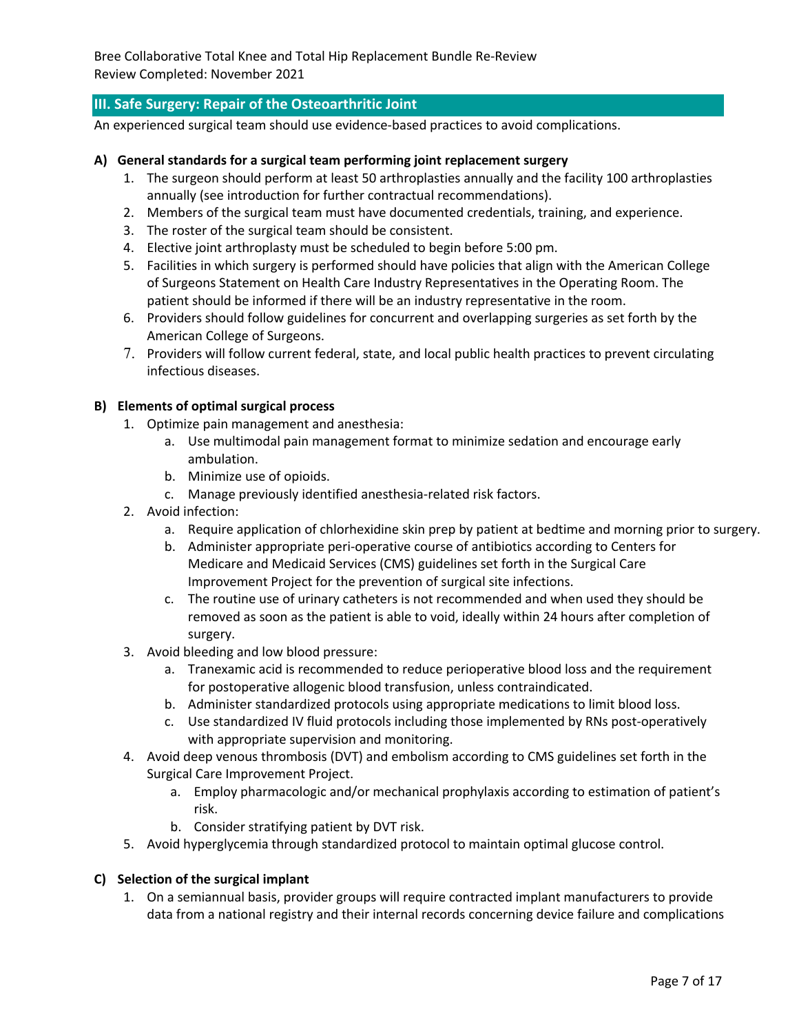## III. Safe Surgery: Repair of the Osteoarthritic Joint

An experienced surgical team should use evidence-based practices to avoid complications.

**A) General standards for a surgical team performing joint replacement surgery**

1. The surgeon should perform at least 50 arthroplasties annually and the facility 100 arthroplasties annually (see introduction for further contractual recommendations).
2. Members of the surgical team must have documented credentials, training, and experience.
3. The roster of the surgical team should be consistent.
4. Elective joint arthroplasty must be scheduled to begin before 5:00 pm.
5. Facilities in which surgery is performed should have policies that align with the American College of Surgeons Statement on Health Care Industry Representatives in the Operating Room. The patient should be informed if there will be an industry representative in the room.
6. Providers should follow guidelines for concurrent and overlapping surgeries as set forth by the American College of Surgeons.
7. Providers will follow current federal, state, and local public health practices to prevent circulating infectious diseases.

**B) Elements of optimal surgical process**

1. Optimize pain management and anesthesia:
   a. Use multimodal pain management format to minimize sedation and encourage early ambulation.
   b. Minimize use of opioids.
   c. Manage previously identified anesthesia-related risk factors.
2. Avoid infection:
   a. Require application of chlorhexidine skin prep by patient at bedtime and morning prior to surgery.
   b. Administer appropriate peri-operative course of antibiotics according to Centers for Medicare and Medicaid Services (CMS) guidelines set forth in the Surgical Care Improvement Project for the prevention of surgical site infections.
   c. The routine use of urinary catheters is not recommended and when used they should be removed as soon as the patient is able to void, ideally within 24 hours after completion of surgery.
3. Avoid bleeding and low blood pressure:
   a. Tranexamic acid is recommended to reduce perioperative blood loss and the requirement for postoperative allogenic blood transfusion, unless contraindicated.
   b. Administer standardized protocols using appropriate medications to limit blood loss.
   c. Use standardized IV fluid protocols including those implemented by RNs post-operatively with appropriate supervision and monitoring.
4. Avoid deep venous thrombosis (DVT) and embolism according to CMS guidelines set forth in the Surgical Care Improvement Project.
   a. Employ pharmacologic and/or mechanical prophylaxis according to estimation of patient's risk.
   b. Consider stratifying patient by DVT risk.
5. Avoid hyperglycemia through standardized protocol to maintain optimal glucose control.

**C) Selection of the surgical implant**

1. On a semiannual basis, provider groups will require contracted implant manufacturers to provide data from a national registry and their internal records concerning device failure and complications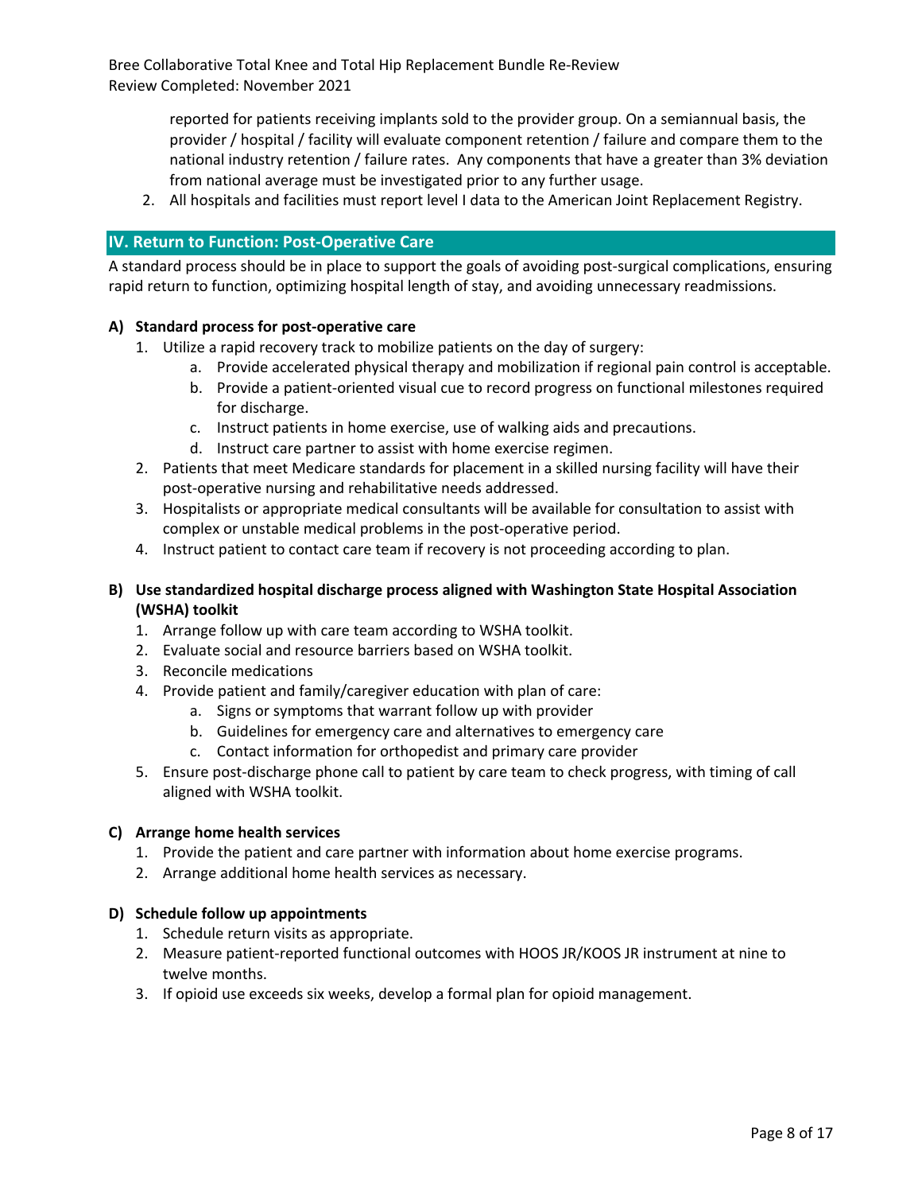reported for patients receiving implants sold to the provider group. On a semiannual basis, the provider / hospital / facility will evaluate component retention / failure and compare them to the national industry retention / failure rates. Any components that have a greater than 3% deviation from national average must be investigated prior to any further usage.

2. All hospitals and facilities must report level I data to the American Joint Replacement Registry.

## IV. Return to Function: Post-Operative Care

A standard process should be in place to support the goals of avoiding post-surgical complications, ensuring rapid return to function, optimizing hospital length of stay, and avoiding unnecessary readmissions.

### A) Standard process for post-operative care

1. Utilize a rapid recovery track to mobilize patients on the day of surgery:
    a. Provide accelerated physical therapy and mobilization if regional pain control is acceptable.
    b. Provide a patient-oriented visual cue to record progress on functional milestones required for discharge.
    c. Instruct patients in home exercise, use of walking aids and precautions.
    d. Instruct care partner to assist with home exercise regimen.
2. Patients that meet Medicare standards for placement in a skilled nursing facility will have their post-operative nursing and rehabilitative needs addressed.
3. Hospitalists or appropriate medical consultants will be available for consultation to assist with complex or unstable medical problems in the post-operative period.
4. Instruct patient to contact care team if recovery is not proceeding according to plan.

### B) Use standardized hospital discharge process aligned with Washington State Hospital Association (WSHA) toolkit

1. Arrange follow up with care team according to WSHA toolkit.
2. Evaluate social and resource barriers based on WSHA toolkit.
3. Reconcile medications
4. Provide patient and family/caregiver education with plan of care:
    a. Signs or symptoms that warrant follow up with provider
    b. Guidelines for emergency care and alternatives to emergency care
    c. Contact information for orthopedist and primary care provider
5. Ensure post-discharge phone call to patient by care team to check progress, with timing of call aligned with WSHA toolkit.

### C) Arrange home health services

1. Provide the patient and care partner with information about home exercise programs.
2. Arrange additional home health services as necessary.

### D) Schedule follow up appointments

1. Schedule return visits as appropriate.
2. Measure patient-reported functional outcomes with HOOS JR/KOOS JR instrument at nine to twelve months.
3. If opioid use exceeds six weeks, develop a formal plan for opioid management.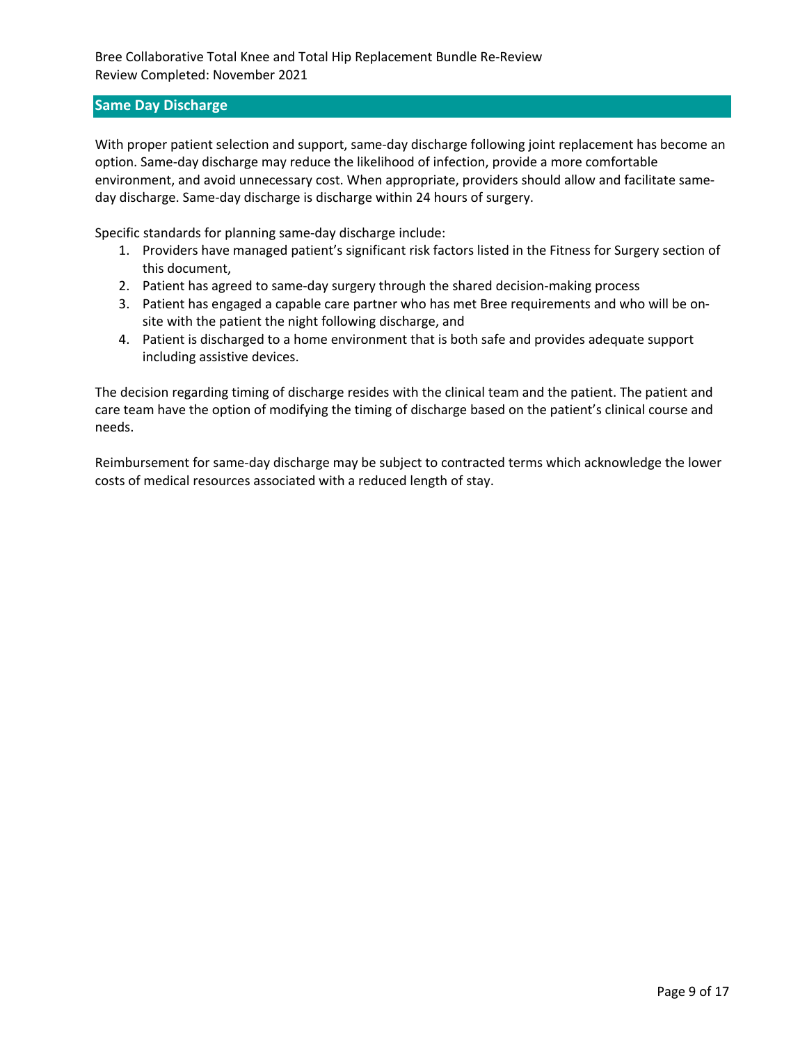## Same Day Discharge

With proper patient selection and support, same-day discharge following joint replacement has become an option. Same-day discharge may reduce the likelihood of infection, provide a more comfortable environment, and avoid unnecessary cost. When appropriate, providers should allow and facilitate same-day discharge. Same-day discharge is discharge within 24 hours of surgery.

Specific standards for planning same-day discharge include:

1. Providers have managed patient's significant risk factors listed in the Fitness for Surgery section of this document,
2. Patient has agreed to same-day surgery through the shared decision-making process
3. Patient has engaged a capable care partner who has met Bree requirements and who will be on-site with the patient the night following discharge, and
4. Patient is discharged to a home environment that is both safe and provides adequate support including assistive devices.

The decision regarding timing of discharge resides with the clinical team and the patient. The patient and care team have the option of modifying the timing of discharge based on the patient's clinical course and needs.

Reimbursement for same-day discharge may be subject to contracted terms which acknowledge the lower costs of medical resources associated with a reduced length of stay.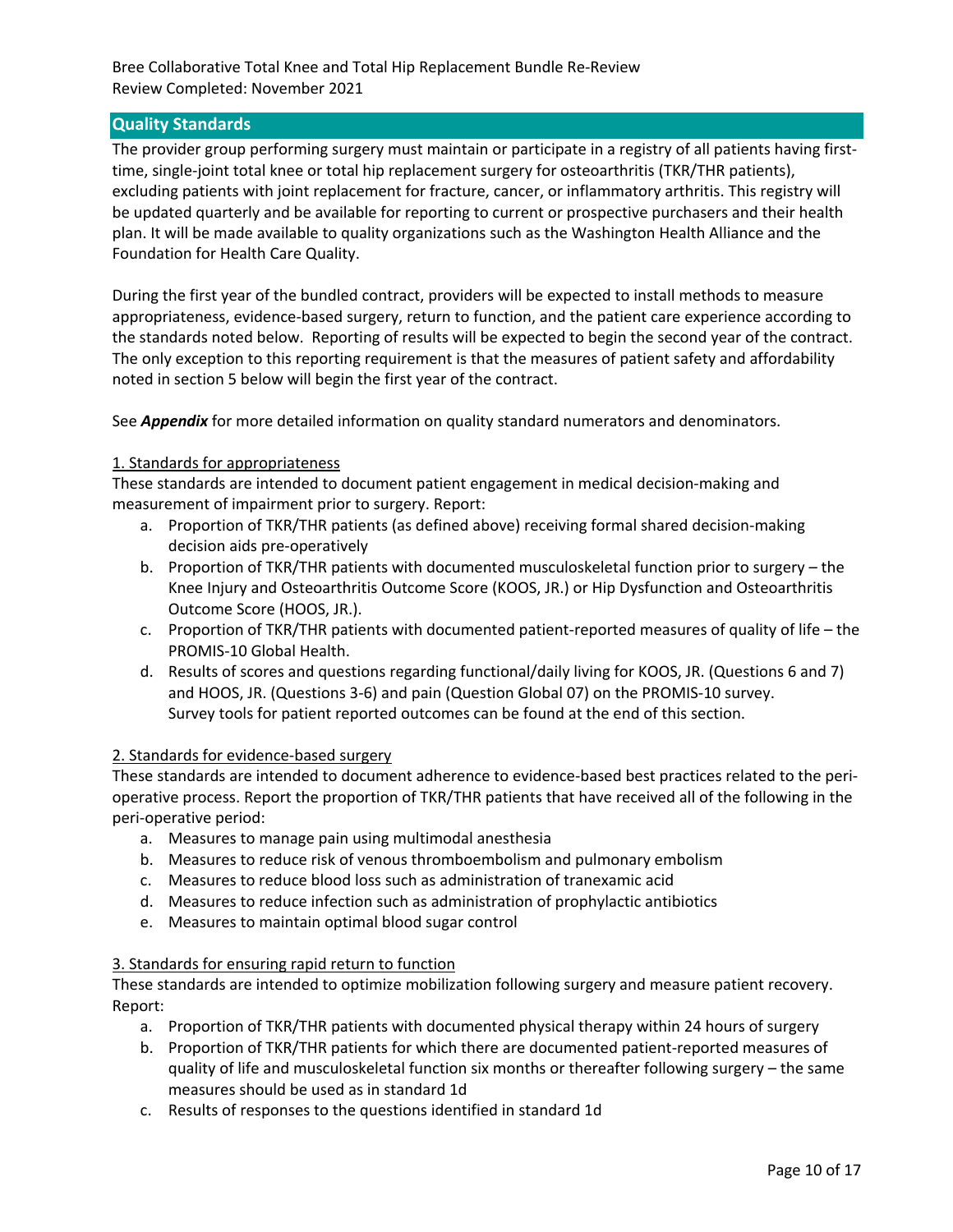## Quality Standards

The provider group performing surgery must maintain or participate in a registry of all patients having first-time, single-joint total knee or total hip replacement surgery for osteoarthritis (TKR/THR patients), excluding patients with joint replacement for fracture, cancer, or inflammatory arthritis. This registry will be updated quarterly and be available for reporting to current or prospective purchasers and their health plan. It will be made available to quality organizations such as the Washington Health Alliance and the Foundation for Health Care Quality.

During the first year of the bundled contract, providers will be expected to install methods to measure appropriateness, evidence-based surgery, return to function, and the patient care experience according to the standards noted below. Reporting of results will be expected to begin the second year of the contract. The only exception to this reporting requirement is that the measures of patient safety and affordability noted in section 5 below will begin the first year of the contract.

See ***Appendix*** for more detailed information on quality standard numerators and denominators.

<u>1. Standards for appropriateness</u>

These standards are intended to document patient engagement in medical decision-making and measurement of impairment prior to surgery. Report:

a. Proportion of TKR/THR patients (as defined above) receiving formal shared decision-making decision aids pre-operatively
b. Proportion of TKR/THR patients with documented musculoskeletal function prior to surgery – the Knee Injury and Osteoarthritis Outcome Score (KOOS, JR.) or Hip Dysfunction and Osteoarthritis Outcome Score (HOOS, JR.).
c. Proportion of TKR/THR patients with documented patient-reported measures of quality of life – the PROMIS-10 Global Health.
d. Results of scores and questions regarding functional/daily living for KOOS, JR. (Questions 6 and 7) and HOOS, JR. (Questions 3-6) and pain (Question Global 07) on the PROMIS-10 survey. Survey tools for patient reported outcomes can be found at the end of this section.

<u>2. Standards for evidence-based surgery</u>

These standards are intended to document adherence to evidence-based best practices related to the peri-operative process. Report the proportion of TKR/THR patients that have received all of the following in the peri-operative period:

a. Measures to manage pain using multimodal anesthesia
b. Measures to reduce risk of venous thromboembolism and pulmonary embolism
c. Measures to reduce blood loss such as administration of tranexamic acid
d. Measures to reduce infection such as administration of prophylactic antibiotics
e. Measures to maintain optimal blood sugar control

<u>3. Standards for ensuring rapid return to function</u>

These standards are intended to optimize mobilization following surgery and measure patient recovery. Report:

a. Proportion of TKR/THR patients with documented physical therapy within 24 hours of surgery
b. Proportion of TKR/THR patients for which there are documented patient-reported measures of quality of life and musculoskeletal function six months or thereafter following surgery – the same measures should be used as in standard 1d
c. Results of responses to the questions identified in standard 1d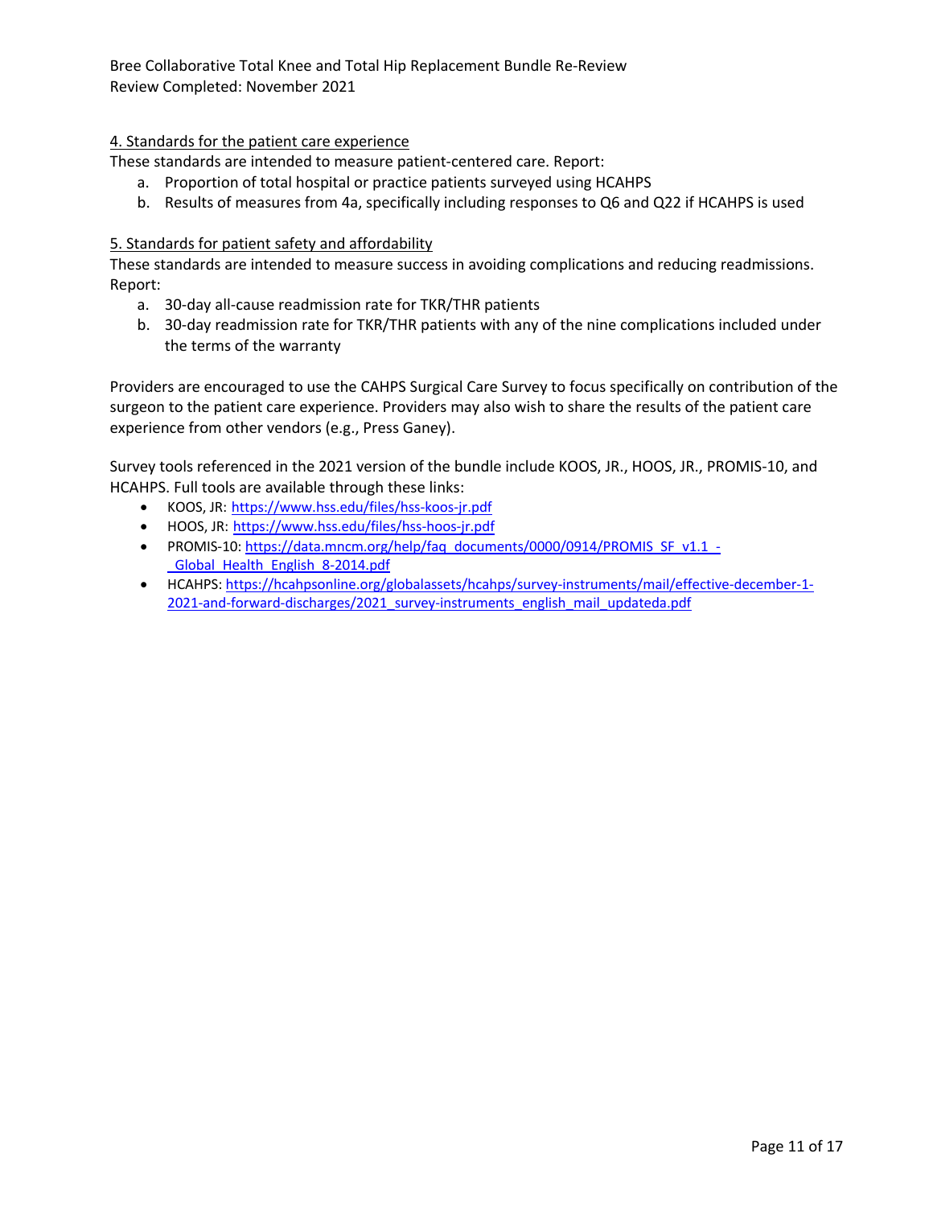4. Standards for the patient care experience

These standards are intended to measure patient-centered care. Report:

a. Proportion of total hospital or practice patients surveyed using HCAHPS
b. Results of measures from 4a, specifically including responses to Q6 and Q22 if HCAHPS is used

5. Standards for patient safety and affordability

These standards are intended to measure success in avoiding complications and reducing readmissions. Report:

a. 30-day all-cause readmission rate for TKR/THR patients
b. 30-day readmission rate for TKR/THR patients with any of the nine complications included under the terms of the warranty

Providers are encouraged to use the CAHPS Surgical Care Survey to focus specifically on contribution of the surgeon to the patient care experience. Providers may also wish to share the results of the patient care experience from other vendors (e.g., Press Ganey).

Survey tools referenced in the 2021 version of the bundle include KOOS, JR., HOOS, JR., PROMIS-10, and HCAHPS. Full tools are available through these links:

- KOOS, JR: https://www.hss.edu/files/hss-koos-jr.pdf
- HOOS, JR: https://www.hss.edu/files/hss-hoos-jr.pdf
- PROMIS-10: https://data.mncm.org/help/faq_documents/0000/0914/PROMIS_SF_v1.1_-_Global_Health_English_8-2014.pdf
- HCAHPS: https://hcahpsonline.org/globalassets/hcahps/survey-instruments/mail/effective-december-1-2021-and-forward-discharges/2021_survey-instruments_english_mail_updateda.pdf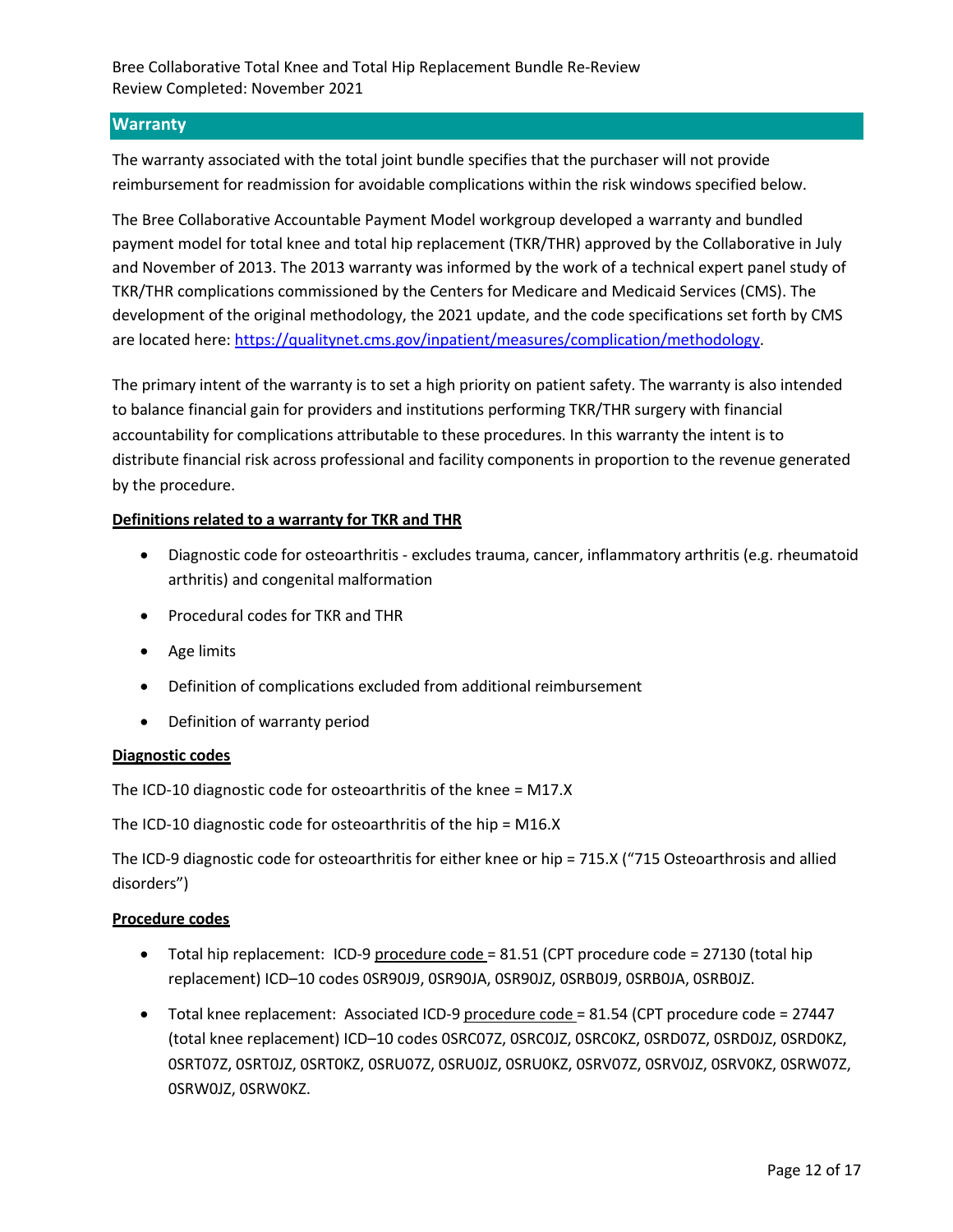## Warranty

The warranty associated with the total joint bundle specifies that the purchaser will not provide reimbursement for readmission for avoidable complications within the risk windows specified below.

The Bree Collaborative Accountable Payment Model workgroup developed a warranty and bundled payment model for total knee and total hip replacement (TKR/THR) approved by the Collaborative in July and November of 2013. The 2013 warranty was informed by the work of a technical expert panel study of TKR/THR complications commissioned by the Centers for Medicare and Medicaid Services (CMS). The development of the original methodology, the 2021 update, and the code specifications set forth by CMS are located here: [https://qualitynet.cms.gov/inpatient/measures/complication/methodology](https://qualitynet.cms.gov/inpatient/measures/complication/methodology).

The primary intent of the warranty is to set a high priority on patient safety. The warranty is also intended to balance financial gain for providers and institutions performing TKR/THR surgery with financial accountability for complications attributable to these procedures. In this warranty the intent is to distribute financial risk across professional and facility components in proportion to the revenue generated by the procedure.

**Definitions related to a warranty for TKR and THR**

- Diagnostic code for osteoarthritis - excludes trauma, cancer, inflammatory arthritis (e.g. rheumatoid arthritis) and congenital malformation
- Procedural codes for TKR and THR
- Age limits
- Definition of complications excluded from additional reimbursement
- Definition of warranty period

**Diagnostic codes**

The ICD-10 diagnostic code for osteoarthritis of the knee = M17.X

The ICD-10 diagnostic code for osteoarthritis of the hip = M16.X

The ICD-9 diagnostic code for osteoarthritis for either knee or hip = 715.X ("715 Osteoarthrosis and allied disorders")

**Procedure codes**

- Total hip replacement: ICD-9 procedure code = 81.51 (CPT procedure code = 27130 (total hip replacement) ICD–10 codes 0SR90J9, 0SR90JA, 0SR90JZ, 0SRB0J9, 0SRB0JA, 0SRB0JZ.
- Total knee replacement: Associated ICD-9 procedure code = 81.54 (CPT procedure code = 27447 (total knee replacement) ICD–10 codes 0SRC07Z, 0SRC0JZ, 0SRC0KZ, 0SRD07Z, 0SRD0JZ, 0SRD0KZ, 0SRT07Z, 0SRT0JZ, 0SRT0KZ, 0SRU07Z, 0SRU0JZ, 0SRU0KZ, 0SRV07Z, 0SRV0JZ, 0SRV0KZ, 0SRW07Z, 0SRW0JZ, 0SRW0KZ.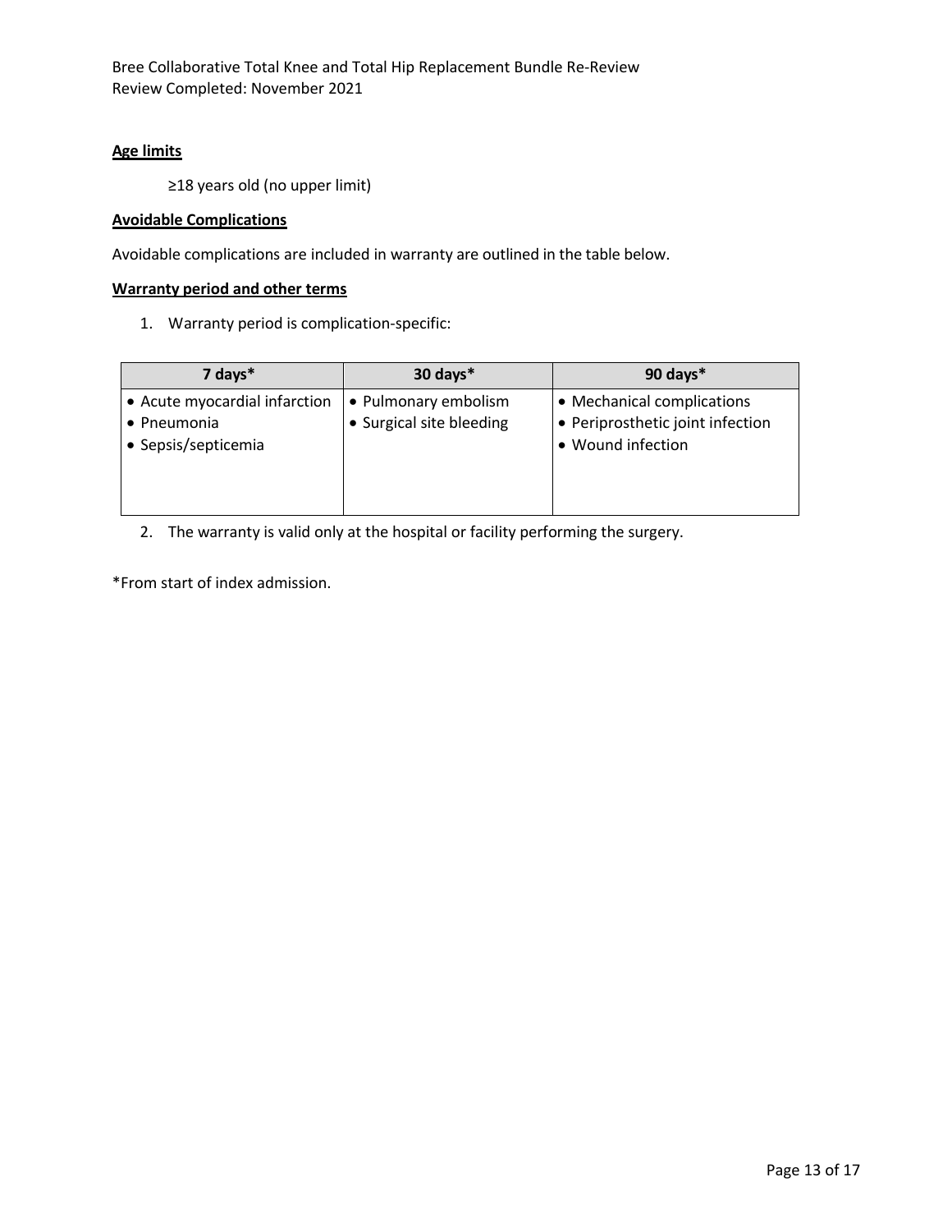**Age limits**

≥18 years old (no upper limit)

**Avoidable Complications**

Avoidable complications are included in warranty are outlined in the table below.

**Warranty period and other terms**

1. Warranty period is complication-specific:

| 7 days* | 30 days* | 90 days* |
|---|---|---|
| • Acute myocardial infarction<br>• Pneumonia<br>• Sepsis/septicemia | • Pulmonary embolism<br>• Surgical site bleeding | • Mechanical complications<br>• Periprosthetic joint infection<br>• Wound infection |

2. The warranty is valid only at the hospital or facility performing the surgery.

*From start of index admission.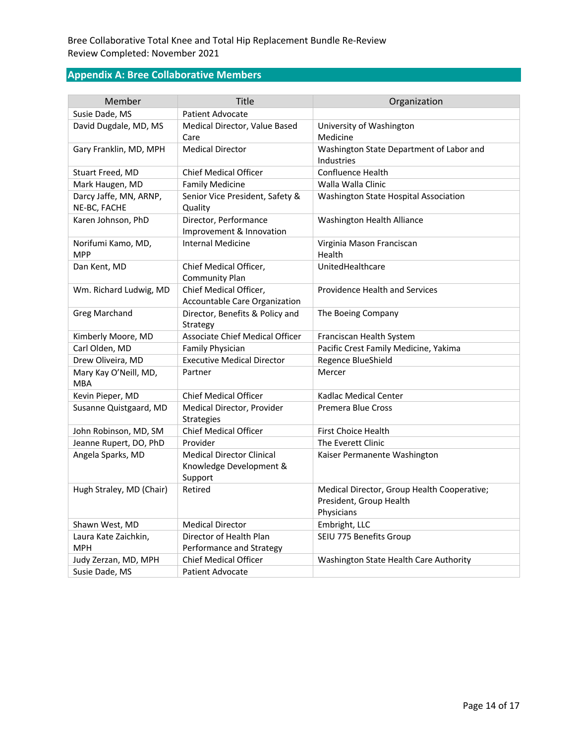## Appendix A: Bree Collaborative Members

| Member | Title | Organization |
| --- | --- | --- |
| Susie Dade, MS | Patient Advocate | |
| David Dugdale, MD, MS | Medical Director, Value Based Care | University of Washington Medicine |
| Gary Franklin, MD, MPH | Medical Director | Washington State Department of Labor and Industries |
| Stuart Freed, MD | Chief Medical Officer | Confluence Health |
| Mark Haugen, MD | Family Medicine | Walla Walla Clinic |
| Darcy Jaffe, MN, ARNP, NE-BC, FACHE | Senior Vice President, Safety & Quality | Washington State Hospital Association |
| Karen Johnson, PhD | Director, Performance Improvement & Innovation | Washington Health Alliance |
| Norifumi Kamo, MD, MPP | Internal Medicine | Virginia Mason Franciscan Health |
| Dan Kent, MD | Chief Medical Officer, Community Plan | UnitedHealthcare |
| Wm. Richard Ludwig, MD | Chief Medical Officer, Accountable Care Organization | Providence Health and Services |
| Greg Marchand | Director, Benefits & Policy and Strategy | The Boeing Company |
| Kimberly Moore, MD | Associate Chief Medical Officer | Franciscan Health System |
| Carl Olden, MD | Family Physician | Pacific Crest Family Medicine, Yakima |
| Drew Oliveira, MD | Executive Medical Director | Regence BlueShield |
| Mary Kay O'Neill, MD, MBA | Partner | Mercer |
| Kevin Pieper, MD | Chief Medical Officer | Kadlac Medical Center |
| Susanne Quistgaard, MD | Medical Director, Provider Strategies | Premera Blue Cross |
| John Robinson, MD, SM | Chief Medical Officer | First Choice Health |
| Jeanne Rupert, DO, PhD | Provider | The Everett Clinic |
| Angela Sparks, MD | Medical Director Clinical Knowledge Development & Support | Kaiser Permanente Washington |
| Hugh Straley, MD (Chair) | Retired | Medical Director, Group Health Cooperative; President, Group Health Physicians |
| Shawn West, MD | Medical Director | Embright, LLC |
| Laura Kate Zaichkin, MPH | Director of Health Plan Performance and Strategy | SEIU 775 Benefits Group |
| Judy Zerzan, MD, MPH | Chief Medical Officer | Washington State Health Care Authority |
| Susie Dade, MS | Patient Advocate | |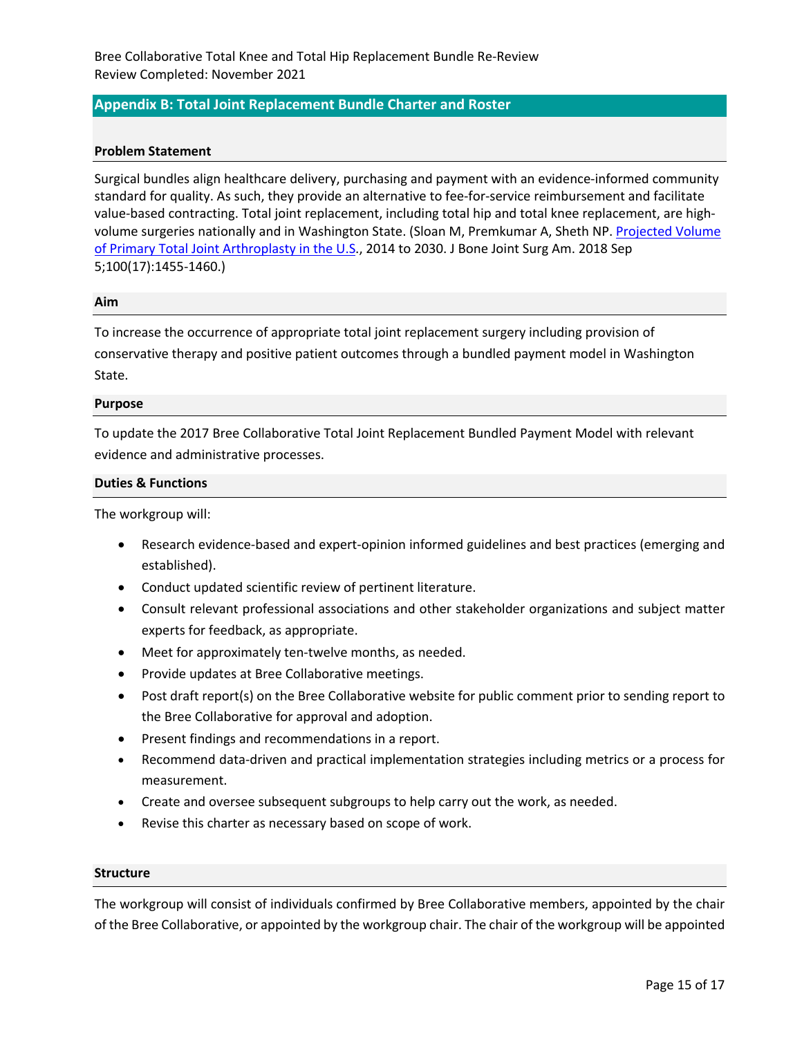## Appendix B: Total Joint Replacement Bundle Charter and Roster

### Problem Statement

Surgical bundles align healthcare delivery, purchasing and payment with an evidence-informed community standard for quality. As such, they provide an alternative to fee-for-service reimbursement and facilitate value-based contracting. Total joint replacement, including total hip and total knee replacement, are high-volume surgeries nationally and in Washington State. (Sloan M, Premkumar A, Sheth NP. [Projected Volume of Primary Total Joint Arthroplasty in the U.S.](), 2014 to 2030. J Bone Joint Surg Am. 2018 Sep 5;100(17):1455-1460.)

### Aim

To increase the occurrence of appropriate total joint replacement surgery including provision of conservative therapy and positive patient outcomes through a bundled payment model in Washington State.

### Purpose

To update the 2017 Bree Collaborative Total Joint Replacement Bundled Payment Model with relevant evidence and administrative processes.

### Duties & Functions

The workgroup will:

- Research evidence-based and expert-opinion informed guidelines and best practices (emerging and established).
- Conduct updated scientific review of pertinent literature.
- Consult relevant professional associations and other stakeholder organizations and subject matter experts for feedback, as appropriate.
- Meet for approximately ten-twelve months, as needed.
- Provide updates at Bree Collaborative meetings.
- Post draft report(s) on the Bree Collaborative website for public comment prior to sending report to the Bree Collaborative for approval and adoption.
- Present findings and recommendations in a report.
- Recommend data-driven and practical implementation strategies including metrics or a process for measurement.
- Create and oversee subsequent subgroups to help carry out the work, as needed.
- Revise this charter as necessary based on scope of work.

### Structure

The workgroup will consist of individuals confirmed by Bree Collaborative members, appointed by the chair of the Bree Collaborative, or appointed by the workgroup chair. The chair of the workgroup will be appointed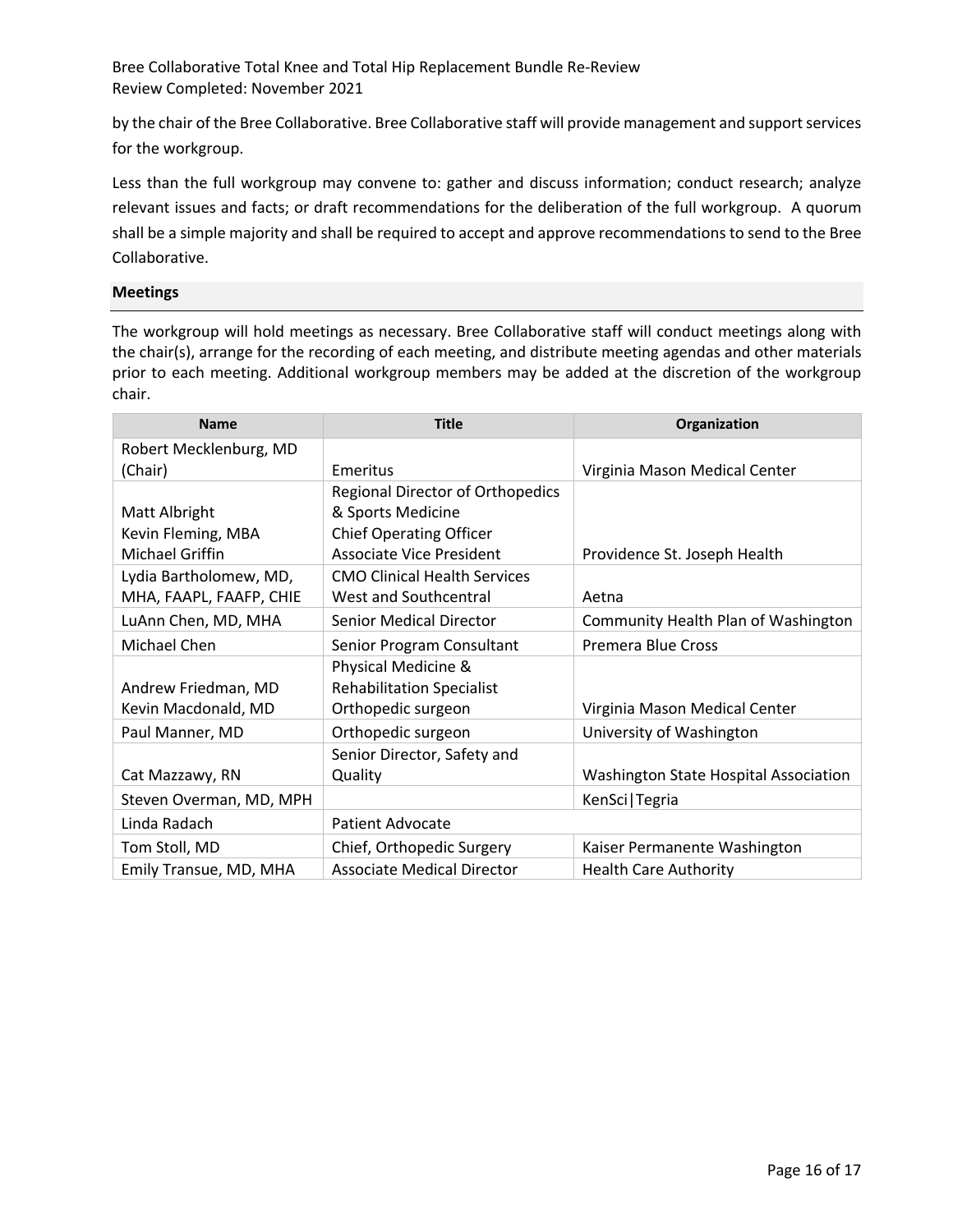by the chair of the Bree Collaborative. Bree Collaborative staff will provide management and support services for the workgroup.

Less than the full workgroup may convene to: gather and discuss information; conduct research; analyze relevant issues and facts; or draft recommendations for the deliberation of the full workgroup. A quorum shall be a simple majority and shall be required to accept and approve recommendations to send to the Bree Collaborative.

### Meetings

The workgroup will hold meetings as necessary. Bree Collaborative staff will conduct meetings along with the chair(s), arrange for the recording of each meeting, and distribute meeting agendas and other materials prior to each meeting. Additional workgroup members may be added at the discretion of the workgroup chair.

| Name | Title | Organization |
|---|---|---|
| Robert Mecklenburg, MD (Chair) | Emeritus | Virginia Mason Medical Center |
| Matt Albright<br>Kevin Fleming, MBA<br>Michael Griffin | Regional Director of Orthopedics & Sports Medicine<br>Chief Operating Officer<br>Associate Vice President | Providence St. Joseph Health |
| Lydia Bartholomew, MD, MHA, FAAPL, FAAFP, CHIE | CMO Clinical Health Services West and Southcentral | Aetna |
| LuAnn Chen, MD, MHA | Senior Medical Director | Community Health Plan of Washington |
| Michael Chen | Senior Program Consultant | Premera Blue Cross |
| Andrew Friedman, MD<br>Kevin Macdonald, MD | Physical Medicine & Rehabilitation Specialist<br>Orthopedic surgeon | Virginia Mason Medical Center |
| Paul Manner, MD | Orthopedic surgeon | University of Washington |
| Cat Mazzawy, RN | Senior Director, Safety and Quality | Washington State Hospital Association |
| Steven Overman, MD, MPH | | KenSci\|Tegria |
| Linda Radach | Patient Advocate | |
| Tom Stoll, MD | Chief, Orthopedic Surgery | Kaiser Permanente Washington |
| Emily Transue, MD, MHA | Associate Medical Director | Health Care Authority |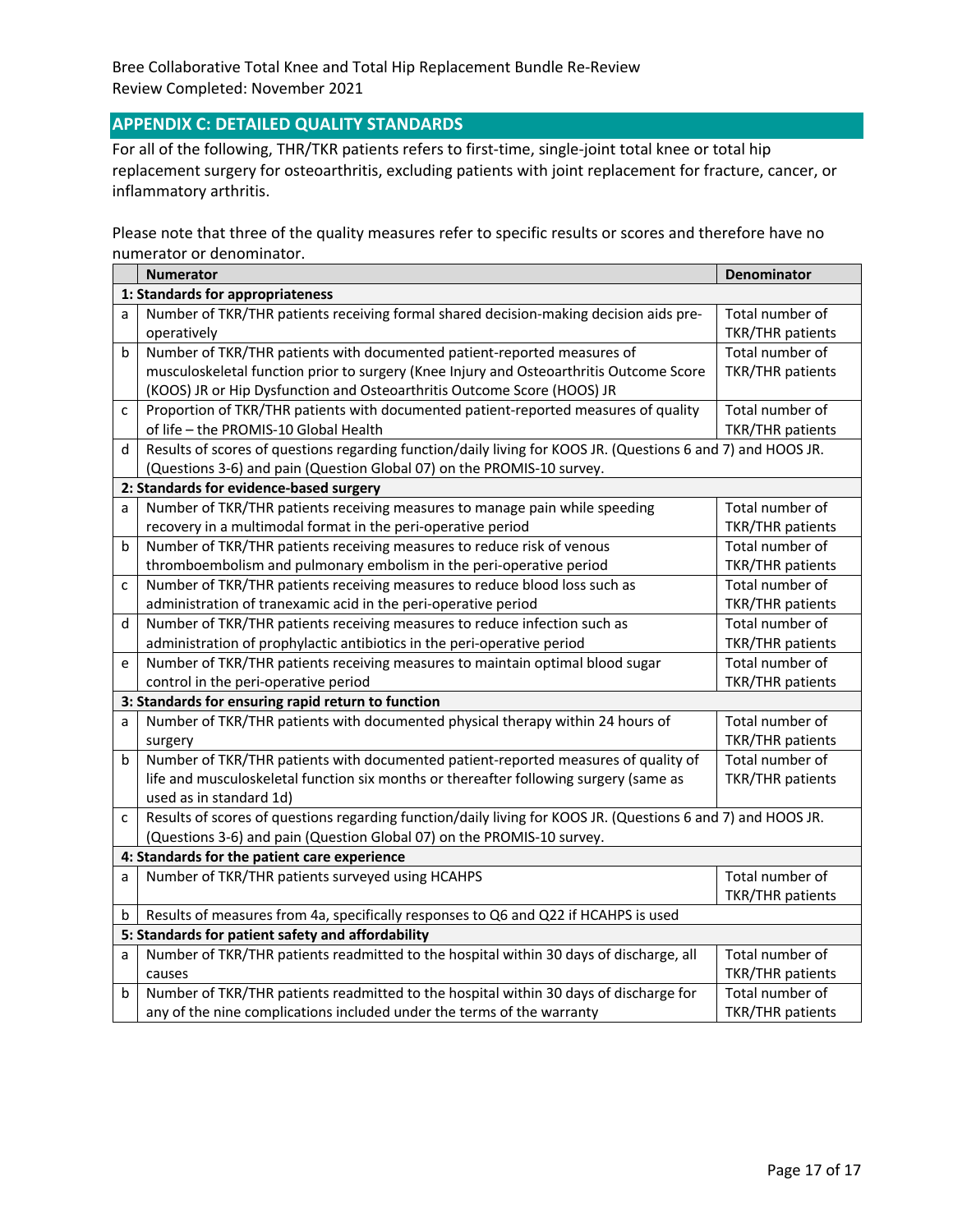## APPENDIX C: DETAILED QUALITY STANDARDS

For all of the following, THR/TKR patients refers to first-time, single-joint total knee or total hip replacement surgery for osteoarthritis, excluding patients with joint replacement for fracture, cancer, or inflammatory arthritis.

Please note that three of the quality measures refer to specific results or scores and therefore have no numerator or denominator.

| | Numerator | Denominator |
|---|---|---|
| **1: Standards for appropriateness** | | |
| a | Number of TKR/THR patients receiving formal shared decision-making decision aids pre-operatively | Total number of TKR/THR patients |
| b | Number of TKR/THR patients with documented patient-reported measures of musculoskeletal function prior to surgery (Knee Injury and Osteoarthritis Outcome Score (KOOS) JR or Hip Dysfunction and Osteoarthritis Outcome Score (HOOS) JR | Total number of TKR/THR patients |
| c | Proportion of TKR/THR patients with documented patient-reported measures of quality of life – the PROMIS-10 Global Health | Total number of TKR/THR patients |
| d | Results of scores of questions regarding function/daily living for KOOS JR. (Questions 6 and 7) and HOOS JR. (Questions 3-6) and pain (Question Global 07) on the PROMIS-10 survey. | |
| **2: Standards for evidence-based surgery** | | |
| a | Number of TKR/THR patients receiving measures to manage pain while speeding recovery in a multimodal format in the peri-operative period | Total number of TKR/THR patients |
| b | Number of TKR/THR patients receiving measures to reduce risk of venous thromboembolism and pulmonary embolism in the peri-operative period | Total number of TKR/THR patients |
| c | Number of TKR/THR patients receiving measures to reduce blood loss such as administration of tranexamic acid in the peri-operative period | Total number of TKR/THR patients |
| d | Number of TKR/THR patients receiving measures to reduce infection such as administration of prophylactic antibiotics in the peri-operative period | Total number of TKR/THR patients |
| e | Number of TKR/THR patients receiving measures to maintain optimal blood sugar control in the peri-operative period | Total number of TKR/THR patients |
| **3: Standards for ensuring rapid return to function** | | |
| a | Number of TKR/THR patients with documented physical therapy within 24 hours of surgery | Total number of TKR/THR patients |
| b | Number of TKR/THR patients with documented patient-reported measures of quality of life and musculoskeletal function six months or thereafter following surgery (same as used as in standard 1d) | Total number of TKR/THR patients |
| c | Results of scores of questions regarding function/daily living for KOOS JR. (Questions 6 and 7) and HOOS JR. (Questions 3-6) and pain (Question Global 07) on the PROMIS-10 survey. | |
| **4: Standards for the patient care experience** | | |
| a | Number of TKR/THR patients surveyed using HCAHPS | Total number of TKR/THR patients |
| b | Results of measures from 4a, specifically responses to Q6 and Q22 if HCAHPS is used | |
| **5: Standards for patient safety and affordability** | | |
| a | Number of TKR/THR patients readmitted to the hospital within 30 days of discharge, all causes | Total number of TKR/THR patients |
| b | Number of TKR/THR patients readmitted to the hospital within 30 days of discharge for any of the nine complications included under the terms of the warranty | Total number of TKR/THR patients |